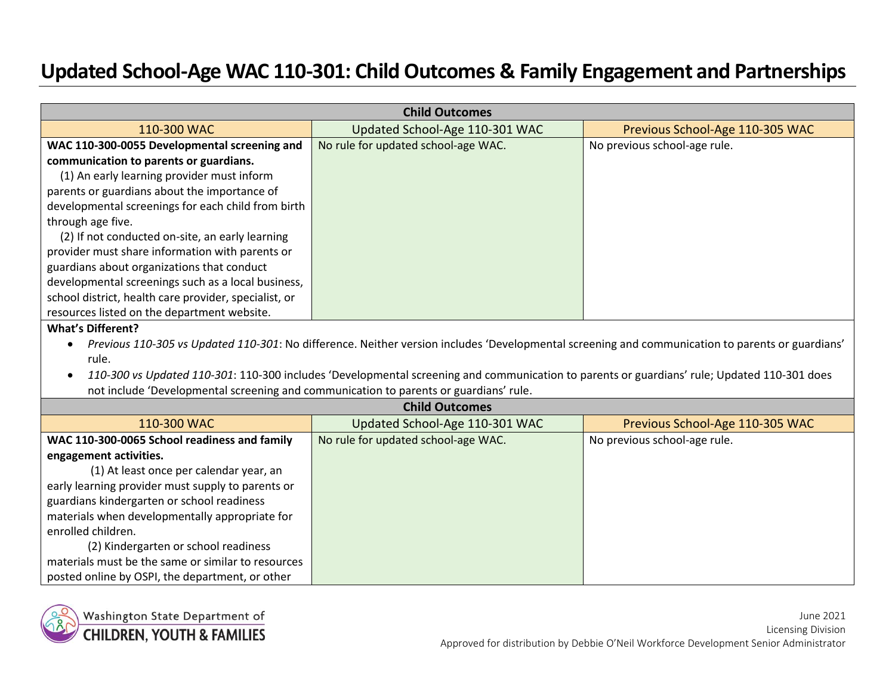# Updated School-Age WAC 110-301: Child Outcomes & Family Engagement and Partnerships

| Child Outcomes | | |
|---|---|---|
| **110-300 WAC** | **Updated School-Age 110-301 WAC** | **Previous School-Age 110-305 WAC** |
| **WAC 110-300-0055 Developmental screening and communication to parents or guardians.** (1) An early learning provider must inform parents or guardians about the importance of developmental screenings for each child from birth through age five. (2) If not conducted on-site, an early learning provider must share information with parents or guardians about organizations that conduct developmental screenings such as a local business, school district, health care provider, specialist, or resources listed on the department website. | No rule for updated school-age WAC. | No previous school-age rule. |

**What's Different?**

- *Previous 110-305 vs Updated 110-301*: No difference. Neither version includes 'Developmental screening and communication to parents or guardians' rule.
- *110-300 vs Updated 110-301*: 110-300 includes 'Developmental screening and communication to parents or guardians' rule; Updated 110-301 does not include 'Developmental screening and communication to parents or guardians' rule.

| Child Outcomes | | |
|---|---|---|
| **110-300 WAC** | **Updated School-Age 110-301 WAC** | **Previous School-Age 110-305 WAC** |
| **WAC 110-300-0065 School readiness and family engagement activities.** (1) At least once per calendar year, an early learning provider must supply to parents or guardians kindergarten or school readiness materials when developmentally appropriate for enrolled children. (2) Kindergarten or school readiness materials must be the same or similar to resources posted online by OSPI, the department, or other | No rule for updated school-age WAC. | No previous school-age rule. |

June 2021
Licensing Division
Approved for distribution by Debbie O'Neil Workforce Development Senior Administrator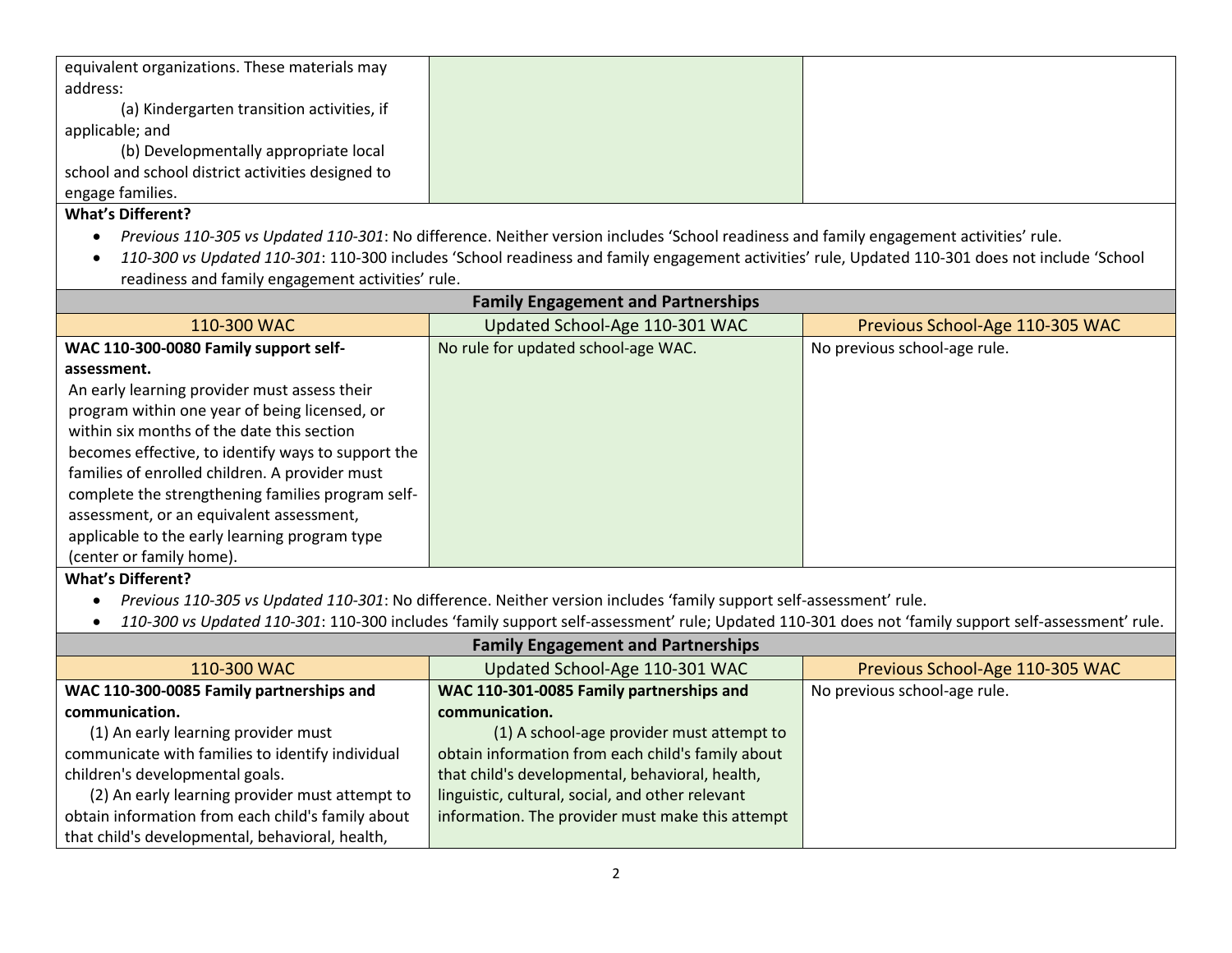| | | |
|---|---|---|
| equivalent organizations. These materials may address:<br>(a) Kindergarten transition activities, if applicable; and<br>(b) Developmentally appropriate local school and school district activities designed to engage families. | | |

**What's Different?**

- *Previous 110-305 vs Updated 110-301*: No difference. Neither version includes 'School readiness and family engagement activities' rule.
- *110-300 vs Updated 110-301*: 110-300 includes 'School readiness and family engagement activities' rule, Updated 110-301 does not include 'School readiness and family engagement activities' rule.

**Family Engagement and Partnerships**

| 110-300 WAC | Updated School-Age 110-301 WAC | Previous School-Age 110-305 WAC |
|---|---|---|
| **WAC 110-300-0080 Family support self-assessment.**<br>An early learning provider must assess their program within one year of being licensed, or within six months of the date this section becomes effective, to identify ways to support the families of enrolled children. A provider must complete the strengthening families program self-assessment, or an equivalent assessment, applicable to the early learning program type (center or family home). | No rule for updated school-age WAC. | No previous school-age rule. |

**What's Different?**

- *Previous 110-305 vs Updated 110-301*: No difference. Neither version includes 'family support self-assessment' rule.
- *110-300 vs Updated 110-301*: 110-300 includes 'family support self-assessment' rule; Updated 110-301 does not 'family support self-assessment' rule.

**Family Engagement and Partnerships**

| 110-300 WAC | Updated School-Age 110-301 WAC | Previous School-Age 110-305 WAC |
|---|---|---|
| **WAC 110-300-0085 Family partnerships and communication.**<br>(1) An early learning provider must communicate with families to identify individual children's developmental goals.<br>(2) An early learning provider must attempt to obtain information from each child's family about that child's developmental, behavioral, health, | **WAC 110-301-0085 Family partnerships and communication.**<br>(1) A school-age provider must attempt to obtain information from each child's family about that child's developmental, behavioral, health, linguistic, cultural, social, and other relevant information. The provider must make this attempt | No previous school-age rule. |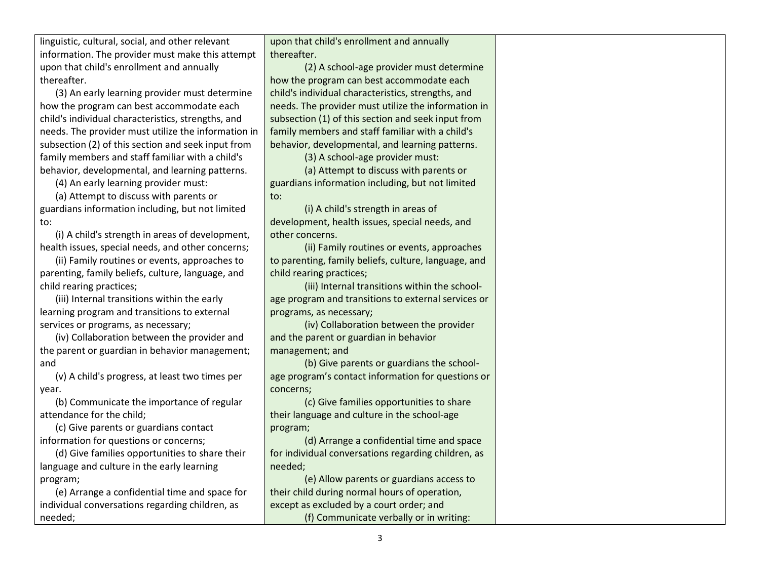| | | |
|---|---|---|
| linguistic, cultural, social, and other relevant information. The provider must make this attempt upon that child's enrollment and annually thereafter.<br>(3) An early learning provider must determine how the program can best accommodate each child's individual characteristics, strengths, and needs. The provider must utilize the information in subsection (2) of this section and seek input from family members and staff familiar with a child's behavior, developmental, and learning patterns.<br>(4) An early learning provider must:<br>(a) Attempt to discuss with parents or guardians information including, but not limited to:<br>(i) A child's strength in areas of development, health issues, special needs, and other concerns;<br>(ii) Family routines or events, approaches to parenting, family beliefs, culture, language, and child rearing practices;<br>(iii) Internal transitions within the early learning program and transitions to external services or programs, as necessary;<br>(iv) Collaboration between the provider and the parent or guardian in behavior management; and<br>(v) A child's progress, at least two times per year.<br>(b) Communicate the importance of regular attendance for the child;<br>(c) Give parents or guardians contact information for questions or concerns;<br>(d) Give families opportunities to share their language and culture in the early learning program;<br>(e) Arrange a confidential time and space for individual conversations regarding children, as needed; | upon that child's enrollment and annually thereafter.<br>(2) A school-age provider must determine how the program can best accommodate each child's individual characteristics, strengths, and needs. The provider must utilize the information in subsection (1) of this section and seek input from family members and staff familiar with a child's behavior, developmental, and learning patterns.<br>(3) A school-age provider must:<br>(a) Attempt to discuss with parents or guardians information including, but not limited to:<br>(i) A child's strength in areas of development, health issues, special needs, and other concerns.<br>(ii) Family routines or events, approaches to parenting, family beliefs, culture, language, and child rearing practices;<br>(iii) Internal transitions within the school-age program and transitions to external services or programs, as necessary;<br>(iv) Collaboration between the provider and the parent or guardian in behavior management; and<br>(b) Give parents or guardians the school-age program's contact information for questions or concerns;<br>(c) Give families opportunities to share their language and culture in the school-age program;<br>(d) Arrange a confidential time and space for individual conversations regarding children, as needed;<br>(e) Allow parents or guardians access to their child during normal hours of operation, except as excluded by a court order; and<br>(f) Communicate verbally or in writing: | |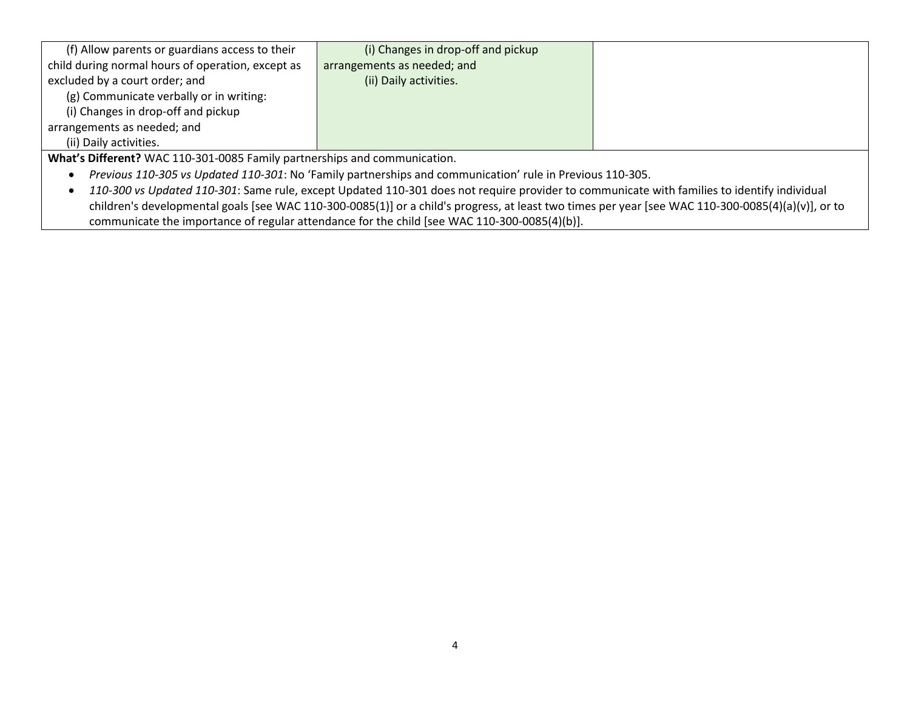| | | |
|---|---|---|
| (f) Allow parents or guardians access to their child during normal hours of operation, except as excluded by a court order; and<br>(g) Communicate verbally or in writing:<br>(i) Changes in drop-off and pickup arrangements as needed; and<br>(ii) Daily activities. | (i) Changes in drop-off and pickup arrangements as needed; and<br>(ii) Daily activities. | |

**What's Different?** WAC 110-301-0085 Family partnerships and communication.

- *Previous 110-305 vs Updated 110-301*: No 'Family partnerships and communication' rule in Previous 110-305.
- *110-300 vs Updated 110-301*: Same rule, except Updated 110-301 does not require provider to communicate with families to identify individual children's developmental goals [see WAC 110-300-0085(1)] or a child's progress, at least two times per year [see WAC 110-300-0085(4)(a)(v)], or to communicate the importance of regular attendance for the child [see WAC 110-300-0085(4)(b)].